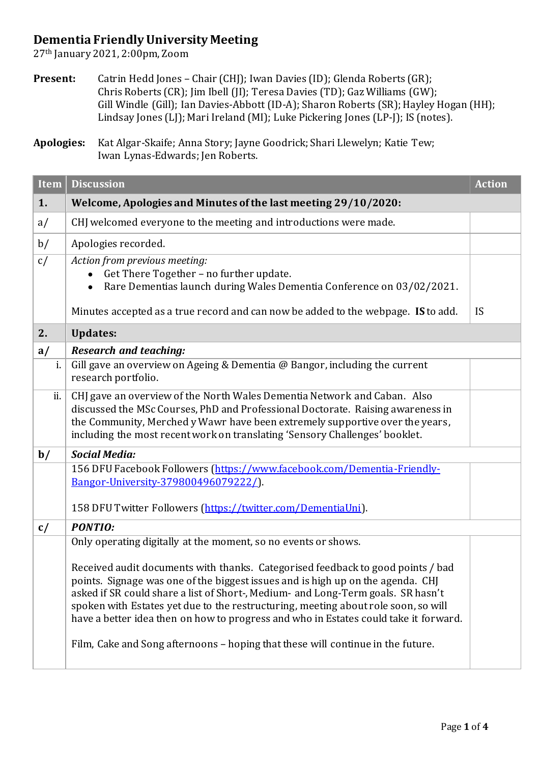# Dementia Friendly University Meeting

27th January 2021, 2:00pm, Zoom

**Present:** Catrin Hedd Jones – Chair (CHJ); Iwan Davies (ID); Glenda Roberts (GR); Chris Roberts (CR); Jim Ibell (JI); Teresa Davies (TD); Gaz Williams (GW); Gill Windle (Gill); Ian Davies-Abbott (ID-A); Sharon Roberts (SR); Hayley Hogan (HH); Lindsay Jones (LJ); Mari Ireland (MI); Luke Pickering Jones (LP-J); IS (notes).

**Apologies:** Kat Algar-Skaife; Anna Story; Jayne Goodrick; Shari Llewelyn; Katie Tew; Iwan Lynas-Edwards; Jen Roberts.

| Item | Discussion | Action |
|---|---|---|
| **1.** | **Welcome, Apologies and Minutes of the last meeting 29/10/2020:** | |
| a/ | CHJ welcomed everyone to the meeting and introductions were made. | |
| b/ | Apologies recorded. | |
| c/ | *Action from previous meeting:*<br>• Get There Together – no further update.<br>• Rare Dementias launch during Wales Dementia Conference on 03/02/2021.<br><br>Minutes accepted as a true record and can now be added to the webpage. **IS** to add. | IS |
| **2.** | **Updates:** | |
| **a/** | ***Research and teaching:*** | |
| i. | Gill gave an overview on Ageing & Dementia @ Bangor, including the current research portfolio. | |
| ii. | CHJ gave an overview of the North Wales Dementia Network and Caban. Also discussed the MSc Courses, PhD and Professional Doctorate. Raising awareness in the Community, Merched y Wawr have been extremely supportive over the years, including the most recent work on translating 'Sensory Challenges' booklet. | |
| **b/** | ***Social Media:*** | |
| | 156 DFU Facebook Followers (https://www.facebook.com/Dementia-Friendly-Bangor-University-379800496079222/).<br><br>158 DFU Twitter Followers (https://twitter.com/DementiaUni). | |
| **c/** | ***PONTIO:*** | |
| | Only operating digitally at the moment, so no events or shows.<br><br>Received audit documents with thanks. Categorised feedback to good points / bad points. Signage was one of the biggest issues and is high up on the agenda. CHJ asked if SR could share a list of Short-, Medium- and Long-Term goals. SR hasn't spoken with Estates yet due to the restructuring, meeting about role soon, so will have a better idea then on how to progress and who in Estates could take it forward.<br><br>Film, Cake and Song afternoons – hoping that these will continue in the future. | |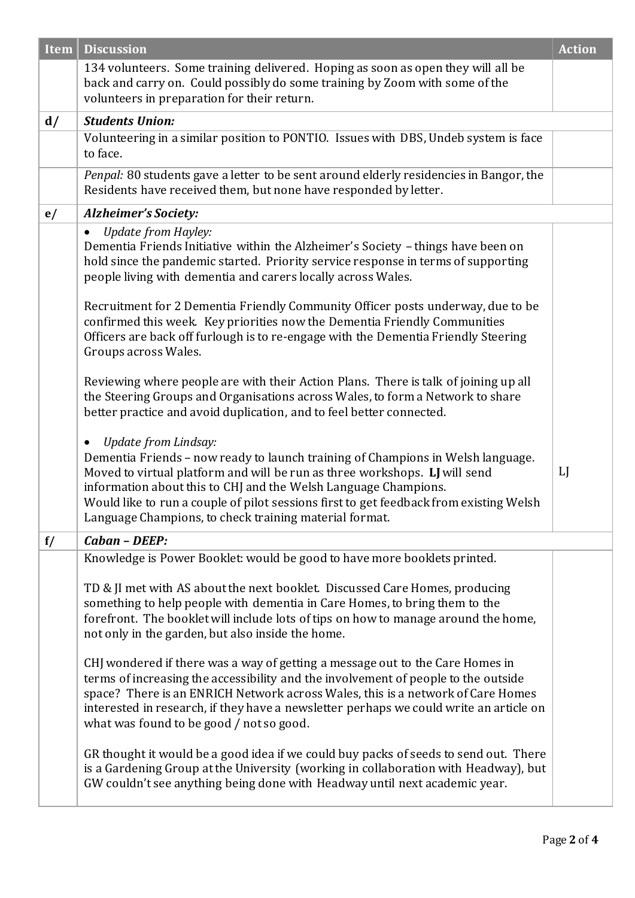| Item | Discussion | Action |
|---|---|---|
| | 134 volunteers. Some training delivered. Hoping as soon as open they will all be back and carry on. Could possibly do some training by Zoom with some of the volunteers in preparation for their return. | |
| **d/** | ***Students Union:*** | |
| | Volunteering in a similar position to PONTIO. Issues with DBS, Undeb system is face to face. | |
| | *Penpal:* 80 students gave a letter to be sent around elderly residencies in Bangor, the Residents have received them, but none have responded by letter. | |
| **e/** | ***Alzheimer's Society:*** | |
| | • *Update from Hayley:* <br> Dementia Friends Initiative within the Alzheimer's Society – things have been on hold since the pandemic started. Priority service response in terms of supporting people living with dementia and carers locally across Wales. <br><br> Recruitment for 2 Dementia Friendly Community Officer posts underway, due to be confirmed this week. Key priorities now the Dementia Friendly Communities Officers are back off furlough is to re-engage with the Dementia Friendly Steering Groups across Wales. <br><br> Reviewing where people are with their Action Plans. There is talk of joining up all the Steering Groups and Organisations across Wales, to form a Network to share better practice and avoid duplication, and to feel better connected. <br><br> • *Update from Lindsay:* <br> Dementia Friends – now ready to launch training of Champions in Welsh language. Moved to virtual platform and will be run as three workshops. **LJ** will send information about this to CHJ and the Welsh Language Champions. <br> Would like to run a couple of pilot sessions first to get feedback from existing Welsh Language Champions, to check training material format. | LJ |
| **f/** | ***Caban – DEEP:*** | |
| | Knowledge is Power Booklet: would be good to have more booklets printed. <br><br> TD & JI met with AS about the next booklet. Discussed Care Homes, producing something to help people with dementia in Care Homes, to bring them to the forefront. The booklet will include lots of tips on how to manage around the home, not only in the garden, but also inside the home. <br><br> CHJ wondered if there was a way of getting a message out to the Care Homes in terms of increasing the accessibility and the involvement of people to the outside space? There is an ENRICH Network across Wales, this is a network of Care Homes interested in research, if they have a newsletter perhaps we could write an article on what was found to be good / not so good. <br><br> GR thought it would be a good idea if we could buy packs of seeds to send out. There is a Gardening Group at the University (working in collaboration with Headway), but GW couldn't see anything being done with Headway until next academic year. | |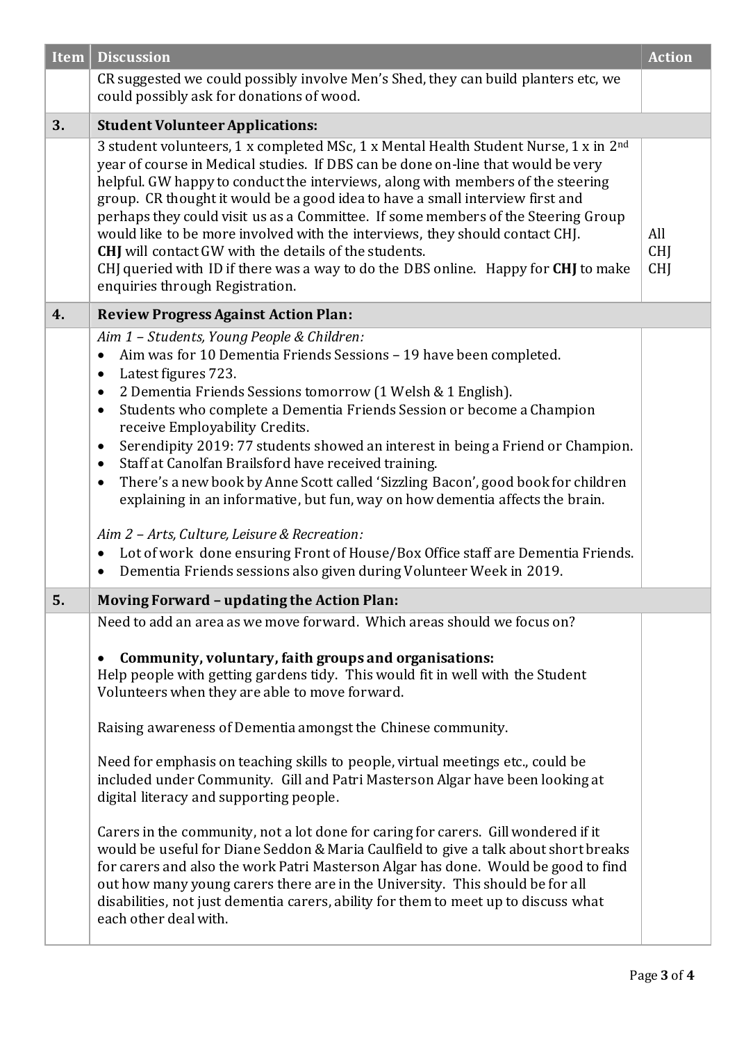| Item | Discussion | Action |
|---|---|---|
| | CR suggested we could possibly involve Men's Shed, they can build planters etc, we could possibly ask for donations of wood. | |
| **3.** | **Student Volunteer Applications:** | |
| | 3 student volunteers, 1 x completed MSc, 1 x Mental Health Student Nurse, 1 x in 2nd year of course in Medical studies. If DBS can be done on-line that would be very helpful. GW happy to conduct the interviews, along with members of the steering group. CR thought it would be a good idea to have a small interview first and perhaps they could visit us as a Committee. If some members of the Steering Group would like to be more involved with the interviews, they should contact CHJ. **CHJ** will contact GW with the details of the students. CHJ queried with ID if there was a way to do the DBS online. Happy for **CHJ** to make enquiries through Registration. | All<br>CHJ<br>CHJ |
| **4.** | **Review Progress Against Action Plan:** | |
| | *Aim 1 – Students, Young People & Children:*<br>• Aim was for 10 Dementia Friends Sessions – 19 have been completed.<br>• Latest figures 723.<br>• 2 Dementia Friends Sessions tomorrow (1 Welsh & 1 English).<br>• Students who complete a Dementia Friends Session or become a Champion receive Employability Credits.<br>• Serendipity 2019: 77 students showed an interest in being a Friend or Champion.<br>• Staff at Canolfan Brailsford have received training.<br>• There's a new book by Anne Scott called 'Sizzling Bacon', good book for children explaining in an informative, but fun, way on how dementia affects the brain.<br><br>*Aim 2 – Arts, Culture, Leisure & Recreation:*<br>• Lot of work done ensuring Front of House/Box Office staff are Dementia Friends.<br>• Dementia Friends sessions also given during Volunteer Week in 2019. | |
| **5.** | **Moving Forward – updating the Action Plan:** | |
| | Need to add an area as we move forward. Which areas should we focus on?<br><br>• **Community, voluntary, faith groups and organisations:**<br>Help people with getting gardens tidy. This would fit in well with the Student Volunteers when they are able to move forward.<br><br>Raising awareness of Dementia amongst the Chinese community.<br><br>Need for emphasis on teaching skills to people, virtual meetings etc., could be included under Community. Gill and Patri Masterson Algar have been looking at digital literacy and supporting people.<br><br>Carers in the community, not a lot done for caring for carers. Gill wondered if it would be useful for Diane Seddon & Maria Caulfield to give a talk about short breaks for carers and also the work Patri Masterson Algar has done. Would be good to find out how many young carers there are in the University. This should be for all disabilities, not just dementia carers, ability for them to meet up to discuss what each other deal with. | |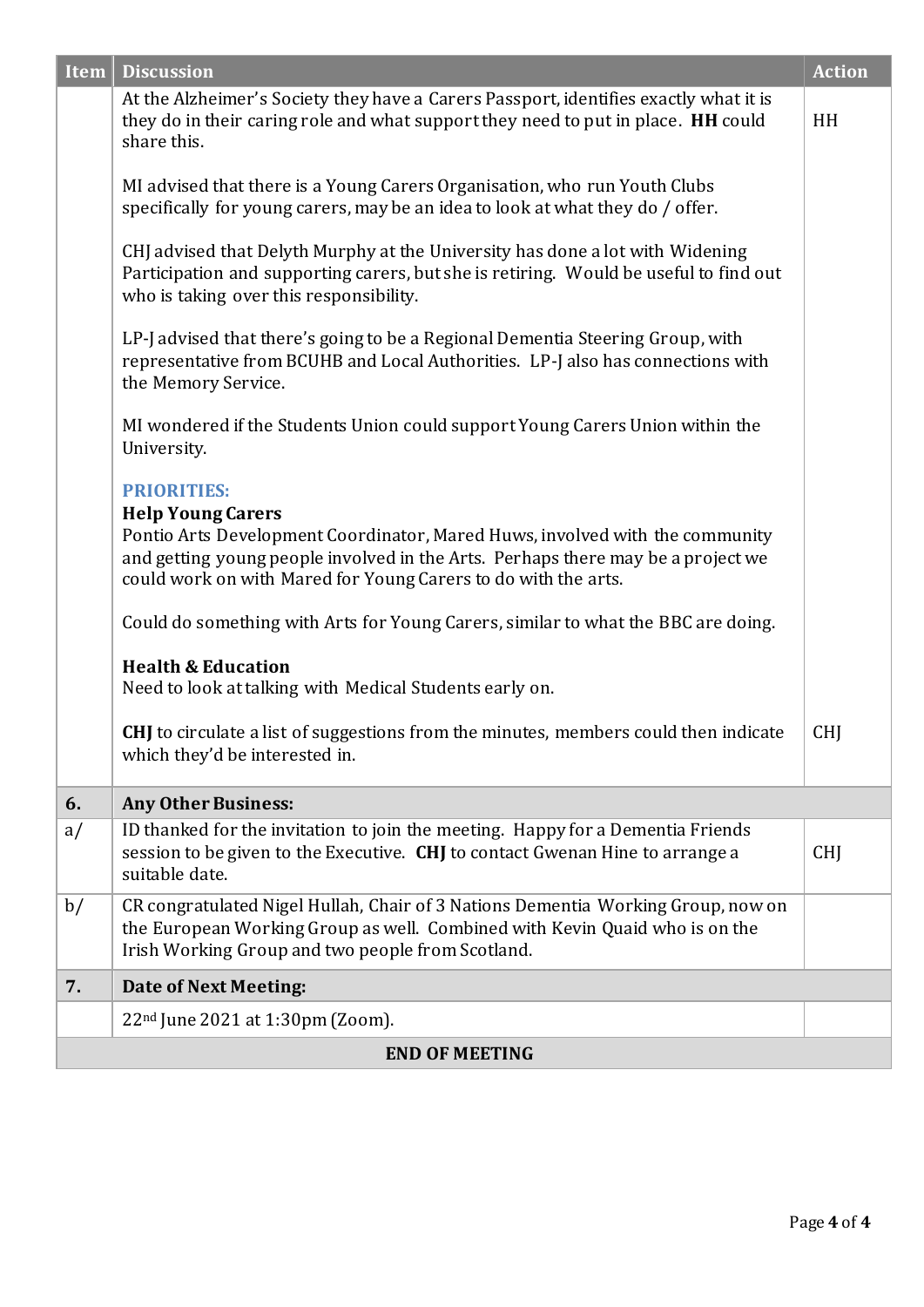| Item | Discussion | Action |
|---|---|---|
| | At the Alzheimer's Society they have a Carers Passport, identifies exactly what it is they do in their caring role and what support they need to put in place. **HH** could share this.<br><br>MI advised that there is a Young Carers Organisation, who run Youth Clubs specifically for young carers, may be an idea to look at what they do / offer.<br><br>CHJ advised that Delyth Murphy at the University has done a lot with Widening Participation and supporting carers, but she is retiring. Would be useful to find out who is taking over this responsibility.<br><br>LP-J advised that there's going to be a Regional Dementia Steering Group, with representative from BCUHB and Local Authorities. LP-J also has connections with the Memory Service.<br><br>MI wondered if the Students Union could support Young Carers Union within the University.<br><br>**PRIORITIES:**<br>**Help Young Carers**<br>Pontio Arts Development Coordinator, Mared Huws, involved with the community and getting young people involved in the Arts. Perhaps there may be a project we could work on with Mared for Young Carers to do with the arts.<br><br>Could do something with Arts for Young Carers, similar to what the BBC are doing.<br><br>**Health & Education**<br>Need to look at talking with Medical Students early on.<br><br>**CHJ** to circulate a list of suggestions from the minutes, members could then indicate which they'd be interested in. | HH<br><br><br><br><br><br><br><br><br><br><br><br><br><br><br>CHJ |
| **6.** | **Any Other Business:** | |
| a/ | ID thanked for the invitation to join the meeting. Happy for a Dementia Friends session to be given to the Executive. **CHJ** to contact Gwenan Hine to arrange a suitable date. | CHJ |
| b/ | CR congratulated Nigel Hullah, Chair of 3 Nations Dementia Working Group, now on the European Working Group as well. Combined with Kevin Quaid who is on the Irish Working Group and two people from Scotland. | |
| **7.** | **Date of Next Meeting:** | |
| | 22nd June 2021 at 1:30pm (Zoom). | |
| | **END OF MEETING** | |